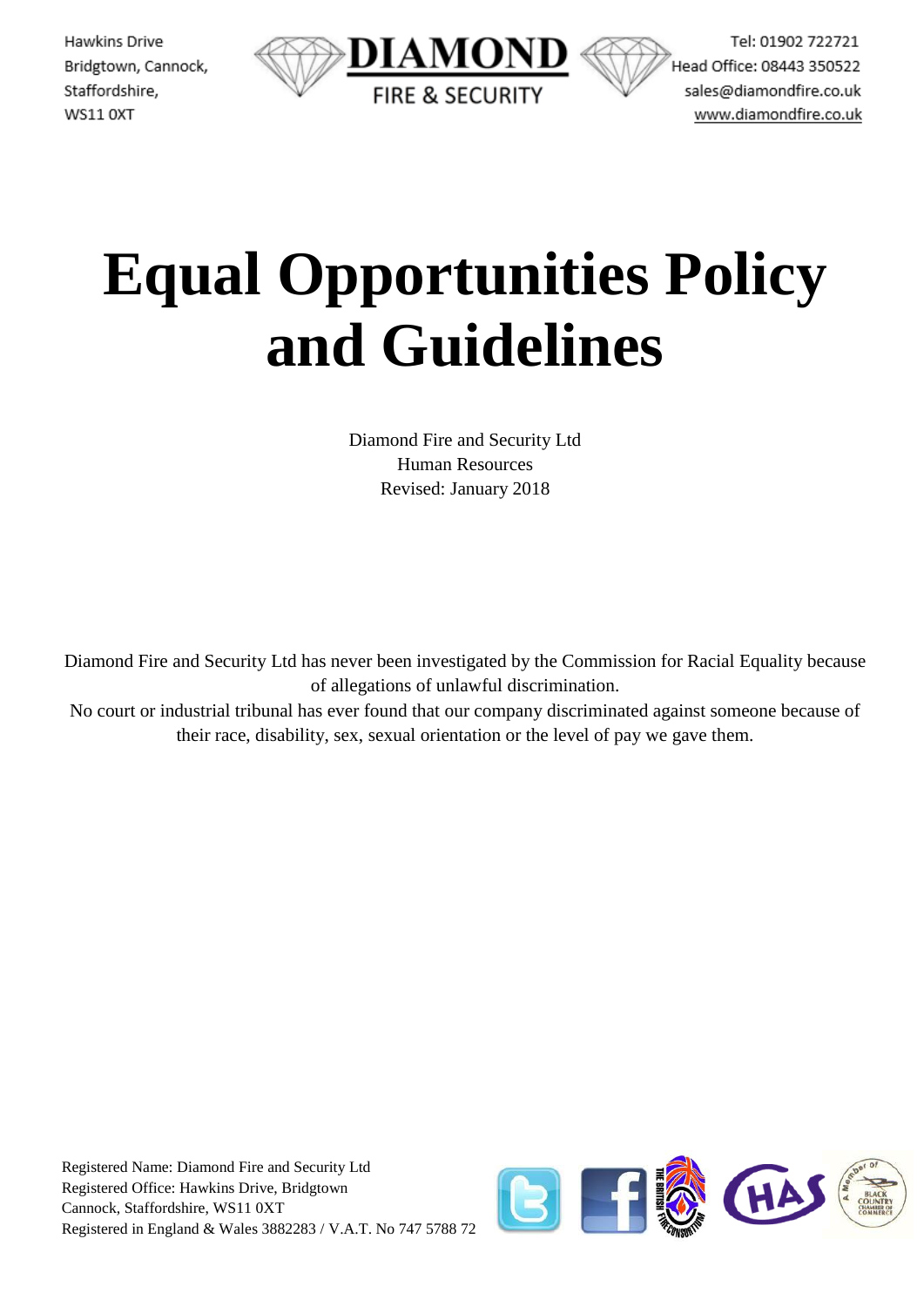Hawkins Drive
Bridgtown, Cannock,
Staffordshire,
WS11 0XT

**DIAMOND**
FIRE & SECURITY

Tel: 01902 722721
Head Office: 08443 350522
sales@diamondfire.co.uk
www.diamondfire.co.uk

# Equal Opportunities Policy and Guidelines

Diamond Fire and Security Ltd
Human Resources
Revised: January 2018

Diamond Fire and Security Ltd has never been investigated by the Commission for Racial Equality because of allegations of unlawful discrimination.
No court or industrial tribunal has ever found that our company discriminated against someone because of their race, disability, sex, sexual orientation or the level of pay we gave them.

Registered Name: Diamond Fire and Security Ltd
Registered Office: Hawkins Drive, Bridgtown
Cannock, Staffordshire, WS11 0XT
Registered in England & Wales 3882283 / V.A.T. No 747 5788 72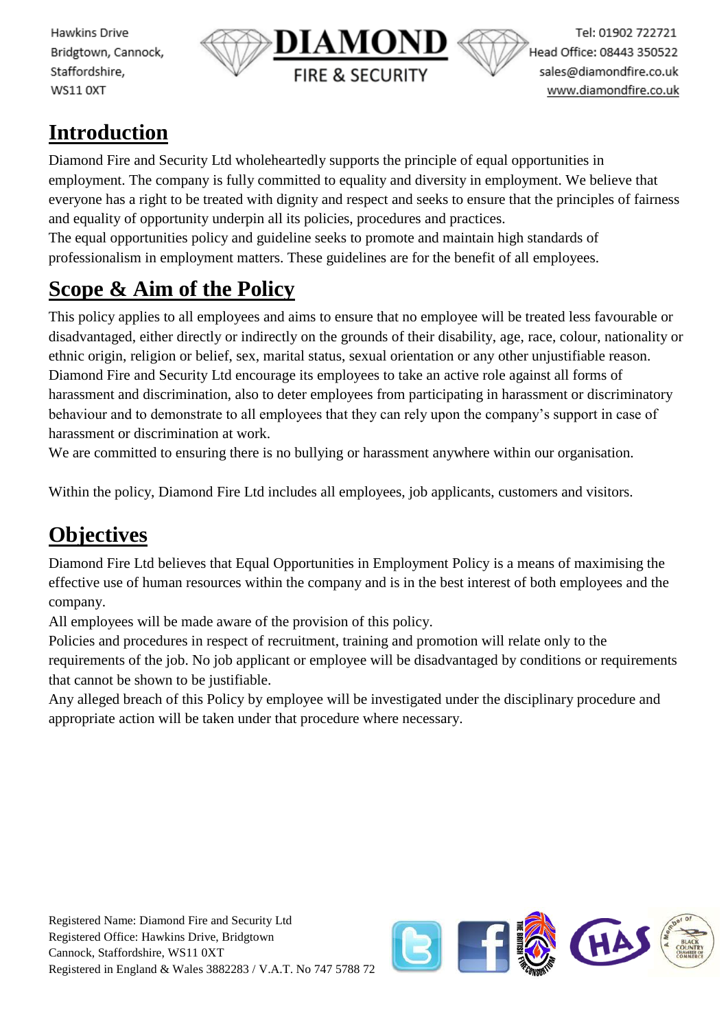## Introduction

Diamond Fire and Security Ltd wholeheartedly supports the principle of equal opportunities in employment. The company is fully committed to equality and diversity in employment. We believe that everyone has a right to be treated with dignity and respect and seeks to ensure that the principles of fairness and equality of opportunity underpin all its policies, procedures and practices.

The equal opportunities policy and guideline seeks to promote and maintain high standards of professionalism in employment matters. These guidelines are for the benefit of all employees.

## Scope & Aim of the Policy

This policy applies to all employees and aims to ensure that no employee will be treated less favourable or disadvantaged, either directly or indirectly on the grounds of their disability, age, race, colour, nationality or ethnic origin, religion or belief, sex, marital status, sexual orientation or any other unjustifiable reason.

Diamond Fire and Security Ltd encourage its employees to take an active role against all forms of harassment and discrimination, also to deter employees from participating in harassment or discriminatory behaviour and to demonstrate to all employees that they can rely upon the company's support in case of harassment or discrimination at work.

We are committed to ensuring there is no bullying or harassment anywhere within our organisation.

Within the policy, Diamond Fire Ltd includes all employees, job applicants, customers and visitors.

## Objectives

Diamond Fire Ltd believes that Equal Opportunities in Employment Policy is a means of maximising the effective use of human resources within the company and is in the best interest of both employees and the company.

All employees will be made aware of the provision of this policy.

Policies and procedures in respect of recruitment, training and promotion will relate only to the requirements of the job. No job applicant or employee will be disadvantaged by conditions or requirements that cannot be shown to be justifiable.

Any alleged breach of this Policy by employee will be investigated under the disciplinary procedure and appropriate action will be taken under that procedure where necessary.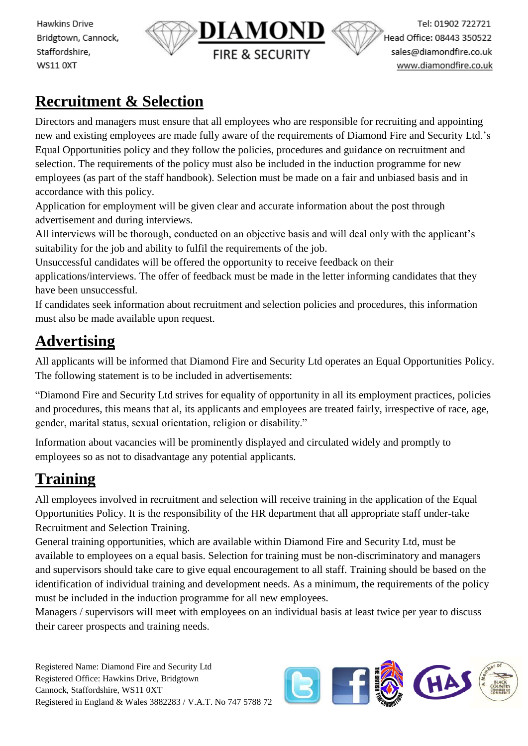## Recruitment & Selection

Directors and managers must ensure that all employees who are responsible for recruiting and appointing new and existing employees are made fully aware of the requirements of Diamond Fire and Security Ltd.'s Equal Opportunities policy and they follow the policies, procedures and guidance on recruitment and selection. The requirements of the policy must also be included in the induction programme for new employees (as part of the staff handbook). Selection must be made on a fair and unbiased basis and in accordance with this policy.

Application for employment will be given clear and accurate information about the post through advertisement and during interviews.

All interviews will be thorough, conducted on an objective basis and will deal only with the applicant's suitability for the job and ability to fulfil the requirements of the job.

Unsuccessful candidates will be offered the opportunity to receive feedback on their applications/interviews. The offer of feedback must be made in the letter informing candidates that they have been unsuccessful.

If candidates seek information about recruitment and selection policies and procedures, this information must also be made available upon request.

## Advertising

All applicants will be informed that Diamond Fire and Security Ltd operates an Equal Opportunities Policy. The following statement is to be included in advertisements:

"Diamond Fire and Security Ltd strives for equality of opportunity in all its employment practices, policies and procedures, this means that al, its applicants and employees are treated fairly, irrespective of race, age, gender, marital status, sexual orientation, religion or disability."

Information about vacancies will be prominently displayed and circulated widely and promptly to employees so as not to disadvantage any potential applicants.

## Training

All employees involved in recruitment and selection will receive training in the application of the Equal Opportunities Policy. It is the responsibility of the HR department that all appropriate staff under-take Recruitment and Selection Training.

General training opportunities, which are available within Diamond Fire and Security Ltd, must be available to employees on a equal basis. Selection for training must be non-discriminatory and managers and supervisors should take care to give equal encouragement to all staff. Training should be based on the identification of individual training and development needs. As a minimum, the requirements of the policy must be included in the induction programme for all new employees.

Managers / supervisors will meet with employees on an individual basis at least twice per year to discuss their career prospects and training needs.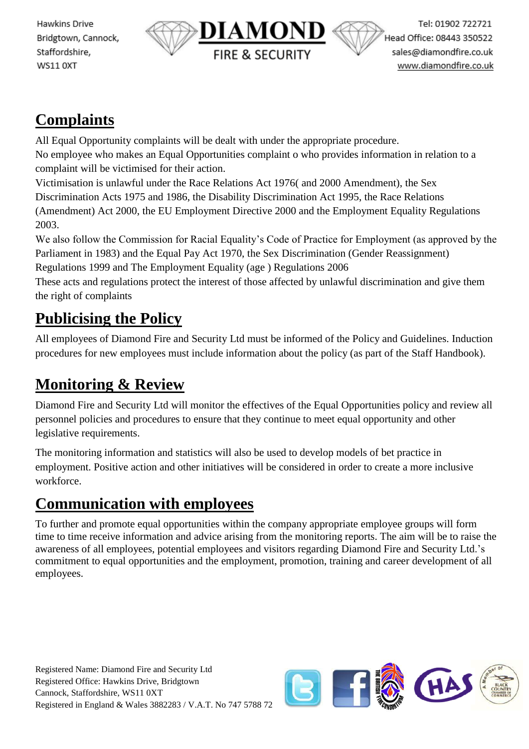## Complaints

All Equal Opportunity complaints will be dealt with under the appropriate procedure.
No employee who makes an Equal Opportunities complaint o who provides information in relation to a complaint will be victimised for their action.
Victimisation is unlawful under the Race Relations Act 1976( and 2000 Amendment), the Sex Discrimination Acts 1975 and 1986, the Disability Discrimination Act 1995, the Race Relations (Amendment) Act 2000, the EU Employment Directive 2000 and the Employment Equality Regulations 2003.
We also follow the Commission for Racial Equality's Code of Practice for Employment (as approved by the Parliament in 1983) and the Equal Pay Act 1970, the Sex Discrimination (Gender Reassignment) Regulations 1999 and The Employment Equality (age ) Regulations 2006
These acts and regulations protect the interest of those affected by unlawful discrimination and give them the right of complaints

## Publicising the Policy

All employees of Diamond Fire and Security Ltd must be informed of the Policy and Guidelines. Induction procedures for new employees must include information about the policy (as part of the Staff Handbook).

## Monitoring & Review

Diamond Fire and Security Ltd will monitor the effectives of the Equal Opportunities policy and review all personnel policies and procedures to ensure that they continue to meet equal opportunity and other legislative requirements.

The monitoring information and statistics will also be used to develop models of bet practice in employment. Positive action and other initiatives will be considered in order to create a more inclusive workforce.

## Communication with employees

To further and promote equal opportunities within the company appropriate employee groups will form time to time receive information and advice arising from the monitoring reports. The aim will be to raise the awareness of all employees, potential employees and visitors regarding Diamond Fire and Security Ltd.'s commitment to equal opportunities and the employment, promotion, training and career development of all employees.